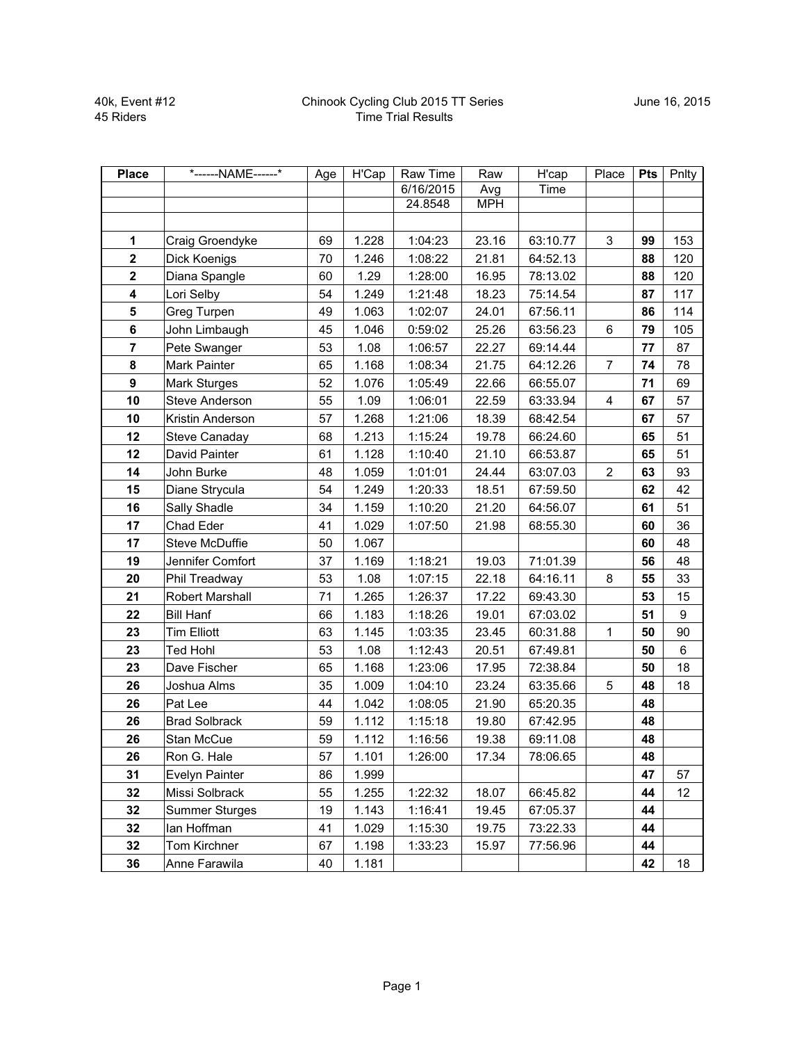40k, Event #12
45 Riders

Chinook Cycling Club 2015 TT Series
Time Trial Results

June 16, 2015

| Place | *------NAME------* | Age | H'Cap | Raw Time | Raw | H'cap | Place | Pts | Pnlty |
|---|---|---|---|---|---|---|---|---|---|
| | | | | 6/16/2015 | Avg | Time | | | |
| | | | | 24.8548 | MPH | | | | |
| **1** | Craig Groendyke | 69 | 1.228 | 1:04:23 | 23.16 | 63:10.77 | 3 | **99** | 153 |
| **2** | Dick Koenigs | 70 | 1.246 | 1:08:22 | 21.81 | 64:52.13 | | **88** | 120 |
| **2** | Diana Spangle | 60 | 1.29 | 1:28:00 | 16.95 | 78:13.02 | | **88** | 120 |
| **4** | Lori Selby | 54 | 1.249 | 1:21:48 | 18.23 | 75:14.54 | | **87** | 117 |
| **5** | Greg Turpen | 49 | 1.063 | 1:02:07 | 24.01 | 67:56.11 | | **86** | 114 |
| **6** | John Limbaugh | 45 | 1.046 | 0:59:02 | 25.26 | 63:56.23 | 6 | **79** | 105 |
| **7** | Pete Swanger | 53 | 1.08 | 1:06:57 | 22.27 | 69:14.44 | | **77** | 87 |
| **8** | Mark Painter | 65 | 1.168 | 1:08:34 | 21.75 | 64:12.26 | 7 | **74** | 78 |
| **9** | Mark Sturges | 52 | 1.076 | 1:05:49 | 22.66 | 66:55.07 | | **71** | 69 |
| **10** | Steve Anderson | 55 | 1.09 | 1:06:01 | 22.59 | 63:33.94 | 4 | **67** | 57 |
| **10** | Kristin Anderson | 57 | 1.268 | 1:21:06 | 18.39 | 68:42.54 | | **67** | 57 |
| **12** | Steve Canaday | 68 | 1.213 | 1:15:24 | 19.78 | 66:24.60 | | **65** | 51 |
| **12** | David Painter | 61 | 1.128 | 1:10:40 | 21.10 | 66:53.87 | | **65** | 51 |
| **14** | John Burke | 48 | 1.059 | 1:01:01 | 24.44 | 63:07.03 | 2 | **63** | 93 |
| **15** | Diane Strycula | 54 | 1.249 | 1:20:33 | 18.51 | 67:59.50 | | **62** | 42 |
| **16** | Sally Shadle | 34 | 1.159 | 1:10:20 | 21.20 | 64:56.07 | | **61** | 51 |
| **17** | Chad Eder | 41 | 1.029 | 1:07:50 | 21.98 | 68:55.30 | | **60** | 36 |
| **17** | Steve McDuffie | 50 | 1.067 | | | | | **60** | 48 |
| **19** | Jennifer Comfort | 37 | 1.169 | 1:18:21 | 19.03 | 71:01.39 | | **56** | 48 |
| **20** | Phil Treadway | 53 | 1.08 | 1:07:15 | 22.18 | 64:16.11 | 8 | **55** | 33 |
| **21** | Robert Marshall | 71 | 1.265 | 1:26:37 | 17.22 | 69:43.30 | | **53** | 15 |
| **22** | Bill Hanf | 66 | 1.183 | 1:18:26 | 19.01 | 67:03.02 | | **51** | 9 |
| **23** | Tim Elliott | 63 | 1.145 | 1:03:35 | 23.45 | 60:31.88 | 1 | **50** | 90 |
| **23** | Ted Hohl | 53 | 1.08 | 1:12:43 | 20.51 | 67:49.81 | | **50** | 6 |
| **23** | Dave Fischer | 65 | 1.168 | 1:23:06 | 17.95 | 72:38.84 | | **50** | 18 |
| **26** | Joshua Alms | 35 | 1.009 | 1:04:10 | 23.24 | 63:35.66 | 5 | **48** | 18 |
| **26** | Pat Lee | 44 | 1.042 | 1:08:05 | 21.90 | 65:20.35 | | **48** | |
| **26** | Brad Solbrack | 59 | 1.112 | 1:15:18 | 19.80 | 67:42.95 | | **48** | |
| **26** | Stan McCue | 59 | 1.112 | 1:16:56 | 19.38 | 69:11.08 | | **48** | |
| **26** | Ron G. Hale | 57 | 1.101 | 1:26:00 | 17.34 | 78:06.65 | | **48** | |
| **31** | Evelyn Painter | 86 | 1.999 | | | | | **47** | 57 |
| **32** | Missi Solbrack | 55 | 1.255 | 1:22:32 | 18.07 | 66:45.82 | | **44** | 12 |
| **32** | Summer Sturges | 19 | 1.143 | 1:16:41 | 19.45 | 67:05.37 | | **44** | |
| **32** | Ian Hoffman | 41 | 1.029 | 1:15:30 | 19.75 | 73:22.33 | | **44** | |
| **32** | Tom Kirchner | 67 | 1.198 | 1:33:23 | 15.97 | 77:56.96 | | **44** | |
| **36** | Anne Farawila | 40 | 1.181 | | | | | **42** | 18 |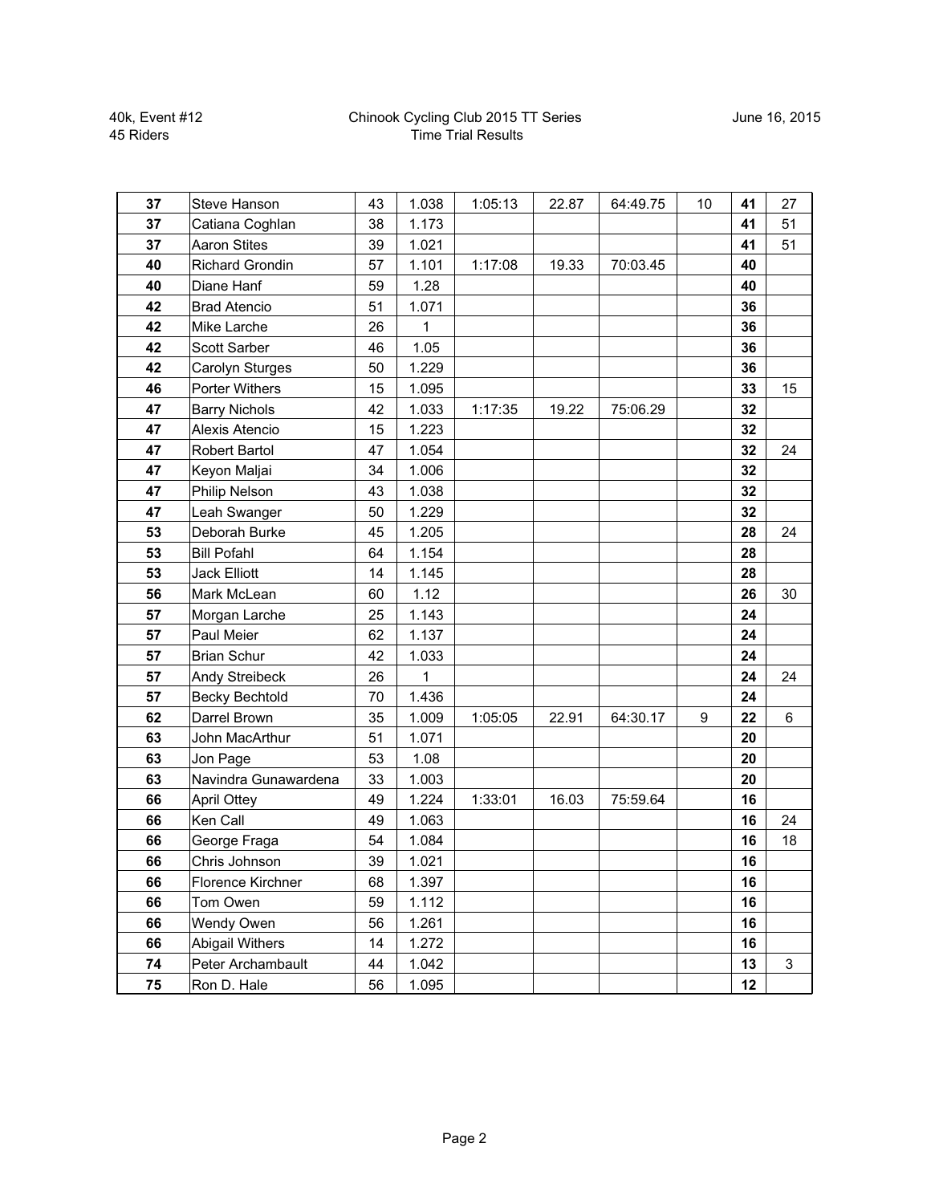40k, Event #12
45 Riders

Chinook Cycling Club 2015 TT Series
Time Trial Results

June 16, 2015

| | | | | | | | | | |
|---|---|---|---|---|---|---|---|---|---|
| **37** | Steve Hanson | 43 | 1.038 | 1:05:13 | 22.87 | 64:49.75 | 10 | **41** | 27 |
| **37** | Catiana Coghlan | 38 | 1.173 | | | | | **41** | 51 |
| **37** | Aaron Stites | 39 | 1.021 | | | | | **41** | 51 |
| **40** | Richard Grondin | 57 | 1.101 | 1:17:08 | 19.33 | 70:03.45 | | **40** | |
| **40** | Diane Hanf | 59 | 1.28 | | | | | **40** | |
| **42** | Brad Atencio | 51 | 1.071 | | | | | **36** | |
| **42** | Mike Larche | 26 | 1 | | | | | **36** | |
| **42** | Scott Sarber | 46 | 1.05 | | | | | **36** | |
| **42** | Carolyn Sturges | 50 | 1.229 | | | | | **36** | |
| **46** | Porter Withers | 15 | 1.095 | | | | | **33** | 15 |
| **47** | Barry Nichols | 42 | 1.033 | 1:17:35 | 19.22 | 75:06.29 | | **32** | |
| **47** | Alexis Atencio | 15 | 1.223 | | | | | **32** | |
| **47** | Robert Bartol | 47 | 1.054 | | | | | **32** | 24 |
| **47** | Keyon Maljai | 34 | 1.006 | | | | | **32** | |
| **47** | Philip Nelson | 43 | 1.038 | | | | | **32** | |
| **47** | Leah Swanger | 50 | 1.229 | | | | | **32** | |
| **53** | Deborah Burke | 45 | 1.205 | | | | | **28** | 24 |
| **53** | Bill Pofahl | 64 | 1.154 | | | | | **28** | |
| **53** | Jack Elliott | 14 | 1.145 | | | | | **28** | |
| **56** | Mark McLean | 60 | 1.12 | | | | | **26** | 30 |
| **57** | Morgan Larche | 25 | 1.143 | | | | | **24** | |
| **57** | Paul Meier | 62 | 1.137 | | | | | **24** | |
| **57** | Brian Schur | 42 | 1.033 | | | | | **24** | |
| **57** | Andy Streibeck | 26 | 1 | | | | | **24** | 24 |
| **57** | Becky Bechtold | 70 | 1.436 | | | | | **24** | |
| **62** | Darrel Brown | 35 | 1.009 | 1:05:05 | 22.91 | 64:30.17 | 9 | **22** | 6 |
| **63** | John MacArthur | 51 | 1.071 | | | | | **20** | |
| **63** | Jon Page | 53 | 1.08 | | | | | **20** | |
| **63** | Navindra Gunawardena | 33 | 1.003 | | | | | **20** | |
| **66** | April Ottey | 49 | 1.224 | 1:33:01 | 16.03 | 75:59.64 | | **16** | |
| **66** | Ken Call | 49 | 1.063 | | | | | **16** | 24 |
| **66** | George Fraga | 54 | 1.084 | | | | | **16** | 18 |
| **66** | Chris Johnson | 39 | 1.021 | | | | | **16** | |
| **66** | Florence Kirchner | 68 | 1.397 | | | | | **16** | |
| **66** | Tom Owen | 59 | 1.112 | | | | | **16** | |
| **66** | Wendy Owen | 56 | 1.261 | | | | | **16** | |
| **66** | Abigail Withers | 14 | 1.272 | | | | | **16** | |
| **74** | Peter Archambault | 44 | 1.042 | | | | | **13** | 3 |
| **75** | Ron D. Hale | 56 | 1.095 | | | | | **12** | |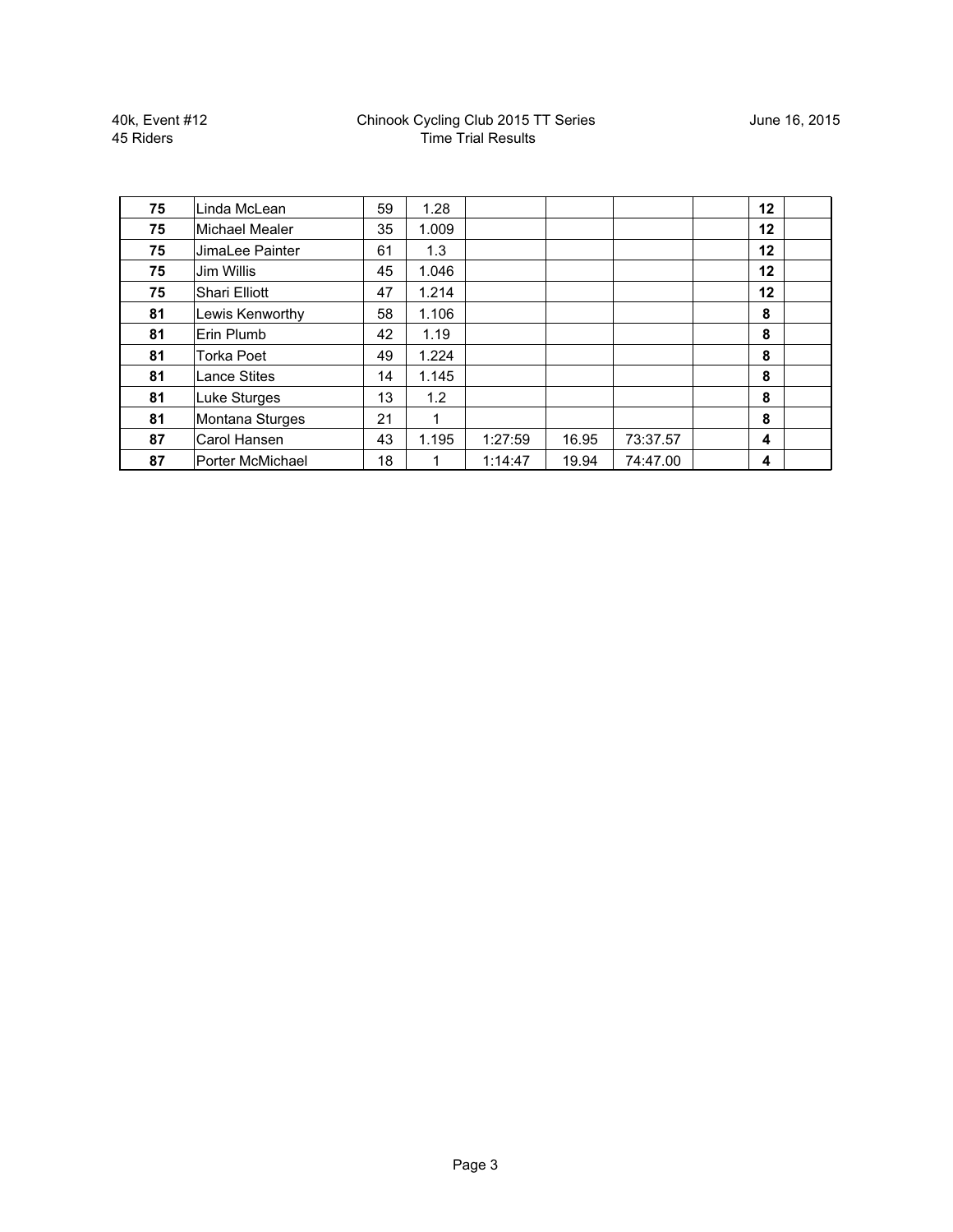40k, Event #12
45 Riders

Chinook Cycling Club 2015 TT Series
Time Trial Results

June 16, 2015

| | | | | | | | | | |
|---|---|---|---|---|---|---|---|---|---|
| **75** | Linda McLean | 59 | 1.28 | | | | | **12** | |
| **75** | Michael Mealer | 35 | 1.009 | | | | | **12** | |
| **75** | JimaLee Painter | 61 | 1.3 | | | | | **12** | |
| **75** | Jim Willis | 45 | 1.046 | | | | | **12** | |
| **75** | Shari Elliott | 47 | 1.214 | | | | | **12** | |
| **81** | Lewis Kenworthy | 58 | 1.106 | | | | | **8** | |
| **81** | Erin Plumb | 42 | 1.19 | | | | | **8** | |
| **81** | Torka Poet | 49 | 1.224 | | | | | **8** | |
| **81** | Lance Stites | 14 | 1.145 | | | | | **8** | |
| **81** | Luke Sturges | 13 | 1.2 | | | | | **8** | |
| **81** | Montana Sturges | 21 | 1 | | | | | **8** | |
| **87** | Carol Hansen | 43 | 1.195 | 1:27:59 | 16.95 | 73:37.57 | | **4** | |
| **87** | Porter McMichael | 18 | 1 | 1:14:47 | 19.94 | 74:47.00 | | **4** | |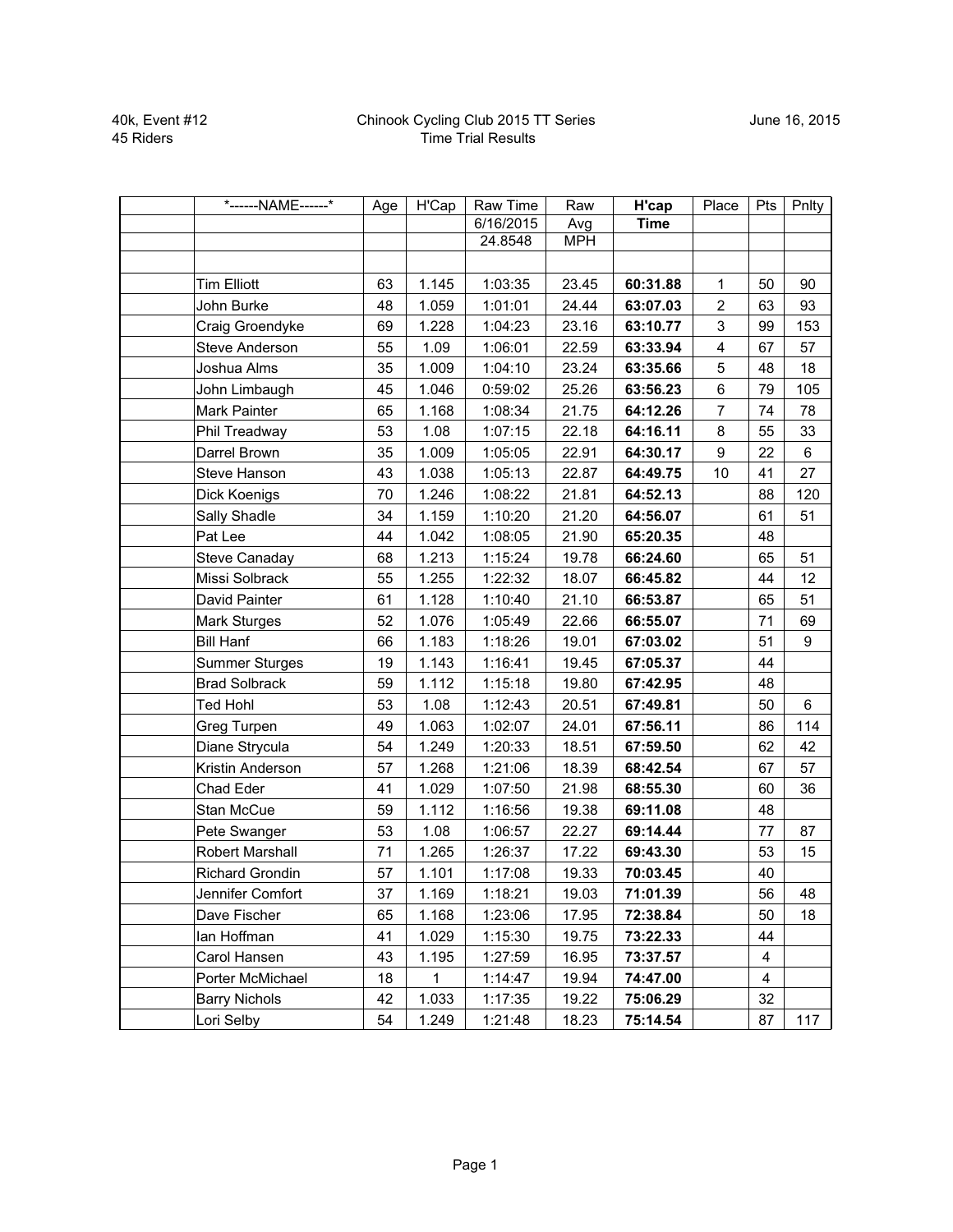40k, Event #12
45 Riders

Chinook Cycling Club 2015 TT Series
Time Trial Results

June 16, 2015

| *------NAME------* | Age | H'Cap | Raw Time | Raw | **H'cap** | Place | Pts | Pnlty |
|---|---|---|---|---|---|---|---|---|
| | | | 6/16/2015 | Avg | **Time** | | | |
| | | | 24.8548 | MPH | | | | |
| | | | | | | | | |
| Tim Elliott | 63 | 1.145 | 1:03:35 | 23.45 | **60:31.88** | 1 | 50 | 90 |
| John Burke | 48 | 1.059 | 1:01:01 | 24.44 | **63:07.03** | 2 | 63 | 93 |
| Craig Groendyke | 69 | 1.228 | 1:04:23 | 23.16 | **63:10.77** | 3 | 99 | 153 |
| Steve Anderson | 55 | 1.09 | 1:06:01 | 22.59 | **63:33.94** | 4 | 67 | 57 |
| Joshua Alms | 35 | 1.009 | 1:04:10 | 23.24 | **63:35.66** | 5 | 48 | 18 |
| John Limbaugh | 45 | 1.046 | 0:59:02 | 25.26 | **63:56.23** | 6 | 79 | 105 |
| Mark Painter | 65 | 1.168 | 1:08:34 | 21.75 | **64:12.26** | 7 | 74 | 78 |
| Phil Treadway | 53 | 1.08 | 1:07:15 | 22.18 | **64:16.11** | 8 | 55 | 33 |
| Darrel Brown | 35 | 1.009 | 1:05:05 | 22.91 | **64:30.17** | 9 | 22 | 6 |
| Steve Hanson | 43 | 1.038 | 1:05:13 | 22.87 | **64:49.75** | 10 | 41 | 27 |
| Dick Koenigs | 70 | 1.246 | 1:08:22 | 21.81 | **64:52.13** | | 88 | 120 |
| Sally Shadle | 34 | 1.159 | 1:10:20 | 21.20 | **64:56.07** | | 61 | 51 |
| Pat Lee | 44 | 1.042 | 1:08:05 | 21.90 | **65:20.35** | | 48 | |
| Steve Canaday | 68 | 1.213 | 1:15:24 | 19.78 | **66:24.60** | | 65 | 51 |
| Missi Solbrack | 55 | 1.255 | 1:22:32 | 18.07 | **66:45.82** | | 44 | 12 |
| David Painter | 61 | 1.128 | 1:10:40 | 21.10 | **66:53.87** | | 65 | 51 |
| Mark Sturges | 52 | 1.076 | 1:05:49 | 22.66 | **66:55.07** | | 71 | 69 |
| Bill Hanf | 66 | 1.183 | 1:18:26 | 19.01 | **67:03.02** | | 51 | 9 |
| Summer Sturges | 19 | 1.143 | 1:16:41 | 19.45 | **67:05.37** | | 44 | |
| Brad Solbrack | 59 | 1.112 | 1:15:18 | 19.80 | **67:42.95** | | 48 | |
| Ted Hohl | 53 | 1.08 | 1:12:43 | 20.51 | **67:49.81** | | 50 | 6 |
| Greg Turpen | 49 | 1.063 | 1:02:07 | 24.01 | **67:56.11** | | 86 | 114 |
| Diane Strycula | 54 | 1.249 | 1:20:33 | 18.51 | **67:59.50** | | 62 | 42 |
| Kristin Anderson | 57 | 1.268 | 1:21:06 | 18.39 | **68:42.54** | | 67 | 57 |
| Chad Eder | 41 | 1.029 | 1:07:50 | 21.98 | **68:55.30** | | 60 | 36 |
| Stan McCue | 59 | 1.112 | 1:16:56 | 19.38 | **69:11.08** | | 48 | |
| Pete Swanger | 53 | 1.08 | 1:06:57 | 22.27 | **69:14.44** | | 77 | 87 |
| Robert Marshall | 71 | 1.265 | 1:26:37 | 17.22 | **69:43.30** | | 53 | 15 |
| Richard Grondin | 57 | 1.101 | 1:17:08 | 19.33 | **70:03.45** | | 40 | |
| Jennifer Comfort | 37 | 1.169 | 1:18:21 | 19.03 | **71:01.39** | | 56 | 48 |
| Dave Fischer | 65 | 1.168 | 1:23:06 | 17.95 | **72:38.84** | | 50 | 18 |
| Ian Hoffman | 41 | 1.029 | 1:15:30 | 19.75 | **73:22.33** | | 44 | |
| Carol Hansen | 43 | 1.195 | 1:27:59 | 16.95 | **73:37.57** | | 4 | |
| Porter McMichael | 18 | 1 | 1:14:47 | 19.94 | **74:47.00** | | 4 | |
| Barry Nichols | 42 | 1.033 | 1:17:35 | 19.22 | **75:06.29** | | 32 | |
| Lori Selby | 54 | 1.249 | 1:21:48 | 18.23 | **75:14.54** | | 87 | 117 |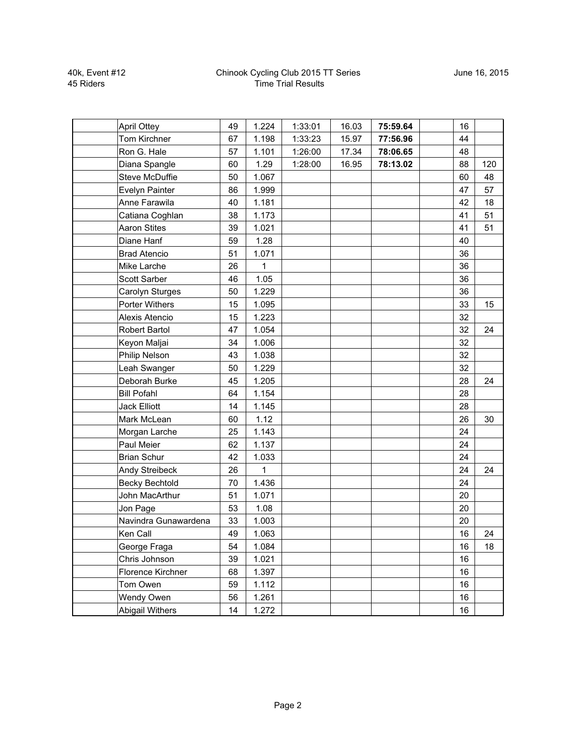40k, Event #12
45 Riders

Chinook Cycling Club 2015 TT Series
Time Trial Results

June 16, 2015

| | | | | | | | | | |
|---|---|---|---|---|---|---|---|---|---|
| | April Ottey | 49 | 1.224 | 1:33:01 | 16.03 | **75:59.64** | | 16 | |
| | Tom Kirchner | 67 | 1.198 | 1:33:23 | 15.97 | **77:56.96** | | 44 | |
| | Ron G. Hale | 57 | 1.101 | 1:26:00 | 17.34 | **78:06.65** | | 48 | |
| | Diana Spangle | 60 | 1.29 | 1:28:00 | 16.95 | **78:13.02** | | 88 | 120 |
| | Steve McDuffie | 50 | 1.067 | | | | | 60 | 48 |
| | Evelyn Painter | 86 | 1.999 | | | | | 47 | 57 |
| | Anne Farawila | 40 | 1.181 | | | | | 42 | 18 |
| | Catiana Coghlan | 38 | 1.173 | | | | | 41 | 51 |
| | Aaron Stites | 39 | 1.021 | | | | | 41 | 51 |
| | Diane Hanf | 59 | 1.28 | | | | | 40 | |
| | Brad Atencio | 51 | 1.071 | | | | | 36 | |
| | Mike Larche | 26 | 1 | | | | | 36 | |
| | Scott Sarber | 46 | 1.05 | | | | | 36 | |
| | Carolyn Sturges | 50 | 1.229 | | | | | 36 | |
| | Porter Withers | 15 | 1.095 | | | | | 33 | 15 |
| | Alexis Atencio | 15 | 1.223 | | | | | 32 | |
| | Robert Bartol | 47 | 1.054 | | | | | 32 | 24 |
| | Keyon Maljai | 34 | 1.006 | | | | | 32 | |
| | Philip Nelson | 43 | 1.038 | | | | | 32 | |
| | Leah Swanger | 50 | 1.229 | | | | | 32 | |
| | Deborah Burke | 45 | 1.205 | | | | | 28 | 24 |
| | Bill Pofahl | 64 | 1.154 | | | | | 28 | |
| | Jack Elliott | 14 | 1.145 | | | | | 28 | |
| | Mark McLean | 60 | 1.12 | | | | | 26 | 30 |
| | Morgan Larche | 25 | 1.143 | | | | | 24 | |
| | Paul Meier | 62 | 1.137 | | | | | 24 | |
| | Brian Schur | 42 | 1.033 | | | | | 24 | |
| | Andy Streibeck | 26 | 1 | | | | | 24 | 24 |
| | Becky Bechtold | 70 | 1.436 | | | | | 24 | |
| | John MacArthur | 51 | 1.071 | | | | | 20 | |
| | Jon Page | 53 | 1.08 | | | | | 20 | |
| | Navindra Gunawardena | 33 | 1.003 | | | | | 20 | |
| | Ken Call | 49 | 1.063 | | | | | 16 | 24 |
| | George Fraga | 54 | 1.084 | | | | | 16 | 18 |
| | Chris Johnson | 39 | 1.021 | | | | | 16 | |
| | Florence Kirchner | 68 | 1.397 | | | | | 16 | |
| | Tom Owen | 59 | 1.112 | | | | | 16 | |
| | Wendy Owen | 56 | 1.261 | | | | | 16 | |
| | Abigail Withers | 14 | 1.272 | | | | | 16 | |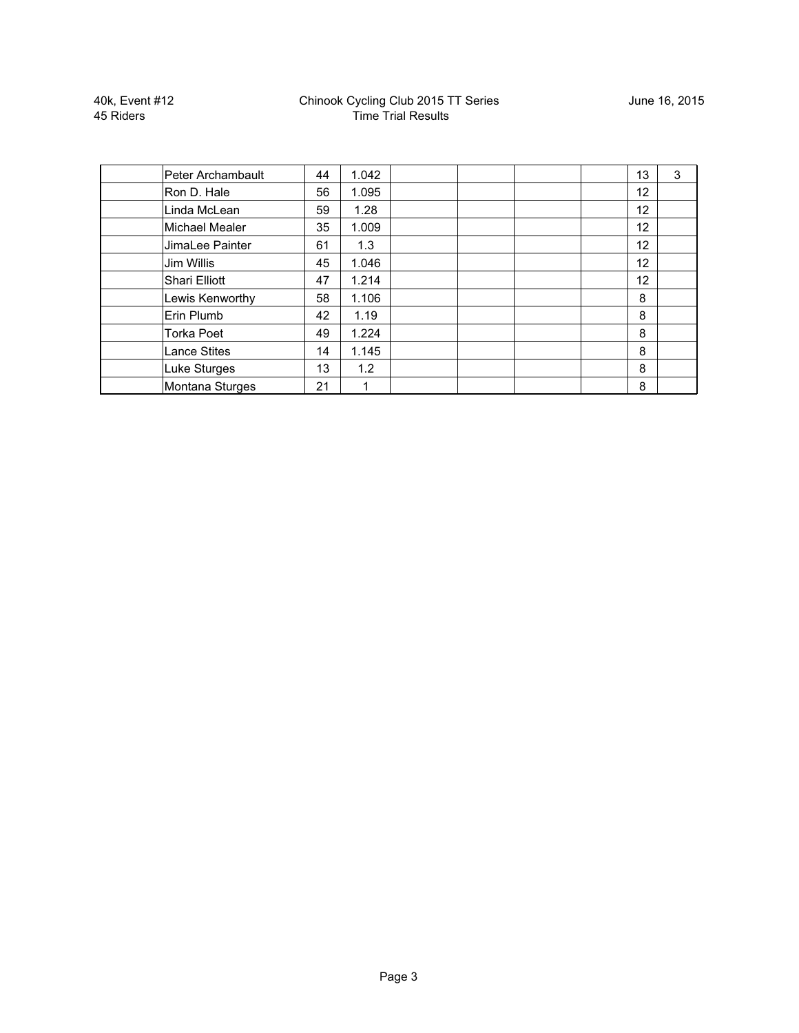| | | | | | | | | | |
|---|---|---|---|---|---|---|---|---|---|
| | Peter Archambault | 44 | 1.042 | | | | | 13 | 3 |
| | Ron D. Hale | 56 | 1.095 | | | | | 12 | |
| | Linda McLean | 59 | 1.28 | | | | | 12 | |
| | Michael Mealer | 35 | 1.009 | | | | | 12 | |
| | JimaLee Painter | 61 | 1.3 | | | | | 12 | |
| | Jim Willis | 45 | 1.046 | | | | | 12 | |
| | Shari Elliott | 47 | 1.214 | | | | | 12 | |
| | Lewis Kenworthy | 58 | 1.106 | | | | | 8 | |
| | Erin Plumb | 42 | 1.19 | | | | | 8 | |
| | Torka Poet | 49 | 1.224 | | | | | 8 | |
| | Lance Stites | 14 | 1.145 | | | | | 8 | |
| | Luke Sturges | 13 | 1.2 | | | | | 8 | |
| | Montana Sturges | 21 | 1 | | | | | 8 | |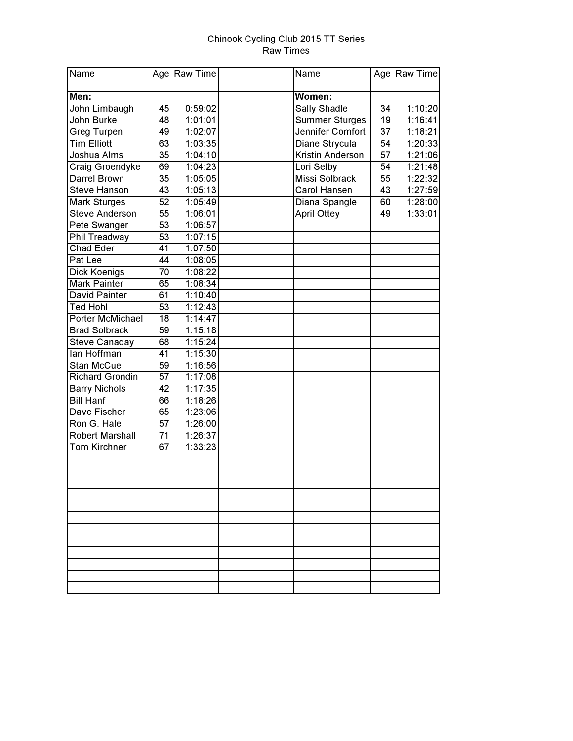Chinook Cycling Club 2015 TT Series

Raw Times

| Name | Age | Raw Time | | Name | Age | Raw Time |
| --- | --- | --- | --- | --- | --- | --- |
| | | | | | | |
| **Men:** | | | | **Women:** | | |
| John Limbaugh | 45 | 0:59:02 | | Sally Shadle | 34 | 1:10:20 |
| John Burke | 48 | 1:01:01 | | Summer Sturges | 19 | 1:16:41 |
| Greg Turpen | 49 | 1:02:07 | | Jennifer Comfort | 37 | 1:18:21 |
| Tim Elliott | 63 | 1:03:35 | | Diane Strycula | 54 | 1:20:33 |
| Joshua Alms | 35 | 1:04:10 | | Kristin Anderson | 57 | 1:21:06 |
| Craig Groendyke | 69 | 1:04:23 | | Lori Selby | 54 | 1:21:48 |
| Darrel Brown | 35 | 1:05:05 | | Missi Solbrack | 55 | 1:22:32 |
| Steve Hanson | 43 | 1:05:13 | | Carol Hansen | 43 | 1:27:59 |
| Mark Sturges | 52 | 1:05:49 | | Diana Spangle | 60 | 1:28:00 |
| Steve Anderson | 55 | 1:06:01 | | April Ottey | 49 | 1:33:01 |
| Pete Swanger | 53 | 1:06:57 | | | | |
| Phil Treadway | 53 | 1:07:15 | | | | |
| Chad Eder | 41 | 1:07:50 | | | | |
| Pat Lee | 44 | 1:08:05 | | | | |
| Dick Koenigs | 70 | 1:08:22 | | | | |
| Mark Painter | 65 | 1:08:34 | | | | |
| David Painter | 61 | 1:10:40 | | | | |
| Ted Hohl | 53 | 1:12:43 | | | | |
| Porter McMichael | 18 | 1:14:47 | | | | |
| Brad Solbrack | 59 | 1:15:18 | | | | |
| Steve Canaday | 68 | 1:15:24 | | | | |
| Ian Hoffman | 41 | 1:15:30 | | | | |
| Stan McCue | 59 | 1:16:56 | | | | |
| Richard Grondin | 57 | 1:17:08 | | | | |
| Barry Nichols | 42 | 1:17:35 | | | | |
| Bill Hanf | 66 | 1:18:26 | | | | |
| Dave Fischer | 65 | 1:23:06 | | | | |
| Ron G. Hale | 57 | 1:26:00 | | | | |
| Robert Marshall | 71 | 1:26:37 | | | | |
| Tom Kirchner | 67 | 1:33:23 | | | | |